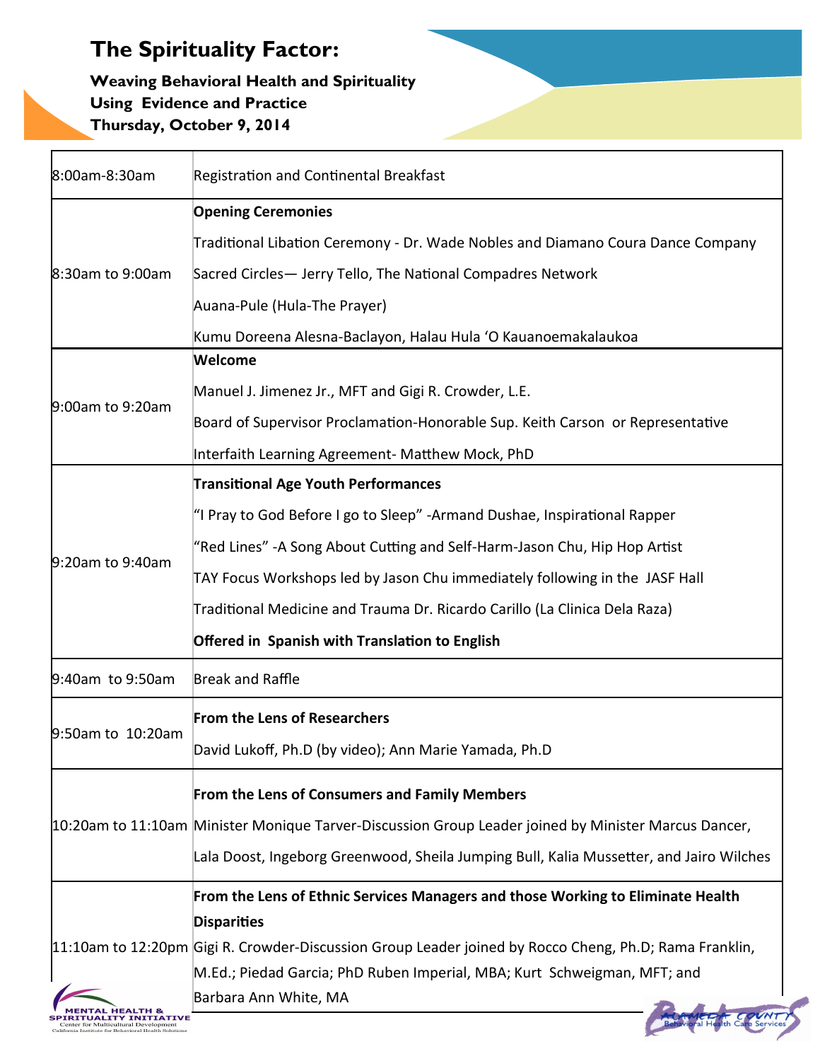# The Spirituality Factor:

### Weaving Behavioral Health and Spirituality Using Evidence and Practice

### Thursday, October 9, 2014

| | |
|---|---|
| 8:00am-8:30am | Registration and Continental Breakfast |
| 8:30am to 9:00am | **Opening Ceremonies**<br>Traditional Libation Ceremony - Dr. Wade Nobles and Diamano Coura Dance Company<br>Sacred Circles— Jerry Tello, The National Compadres Network<br>Auana-Pule (Hula-The Prayer)<br>Kumu Doreena Alesna-Baclayon, Halau Hula 'O Kauanoemakalaukoa |
| 9:00am to 9:20am | **Welcome**<br>Manuel J. Jimenez Jr., MFT and Gigi R. Crowder, L.E.<br>Board of Supervisor Proclamation-Honorable Sup. Keith Carson or Representative<br>Interfaith Learning Agreement- Matthew Mock, PhD |
| 9:20am to 9:40am | **Transitional Age Youth Performances**<br>"I Pray to God Before I go to Sleep" -Armand Dushae, Inspirational Rapper<br>"Red Lines" -A Song About Cutting and Self-Harm-Jason Chu, Hip Hop Artist<br>TAY Focus Workshops led by Jason Chu immediately following in the JASF Hall<br>Traditional Medicine and Trauma Dr. Ricardo Carillo (La Clinica Dela Raza)<br>**Offered in Spanish with Translation to English** |
| 9:40am to 9:50am | Break and Raffle |
| 9:50am to 10:20am | **From the Lens of Researchers**<br>David Lukoff, Ph.D (by video); Ann Marie Yamada, Ph.D |
| 10:20am to 11:10am | **From the Lens of Consumers and Family Members**<br>Minister Monique Tarver-Discussion Group Leader joined by Minister Marcus Dancer, Lala Doost, Ingeborg Greenwood, Sheila Jumping Bull, Kalia Mussetter, and Jairo Wilches |
| 11:10am to 12:20pm | **From the Lens of Ethnic Services Managers and those Working to Eliminate Health Disparities**<br>Gigi R. Crowder-Discussion Group Leader joined by Rocco Cheng, Ph.D; Rama Franklin, M.Ed.; Piedad Garcia; PhD Ruben Imperial, MBA; Kurt Schweigman, MFT; and Barbara Ann White, MA |

MENTAL HEALTH & SPIRITUALITY INITIATIVE
Center for Multicultural Development
California Institute for Behavioral Health Solutions

Alameda County Behavioral Health Care Services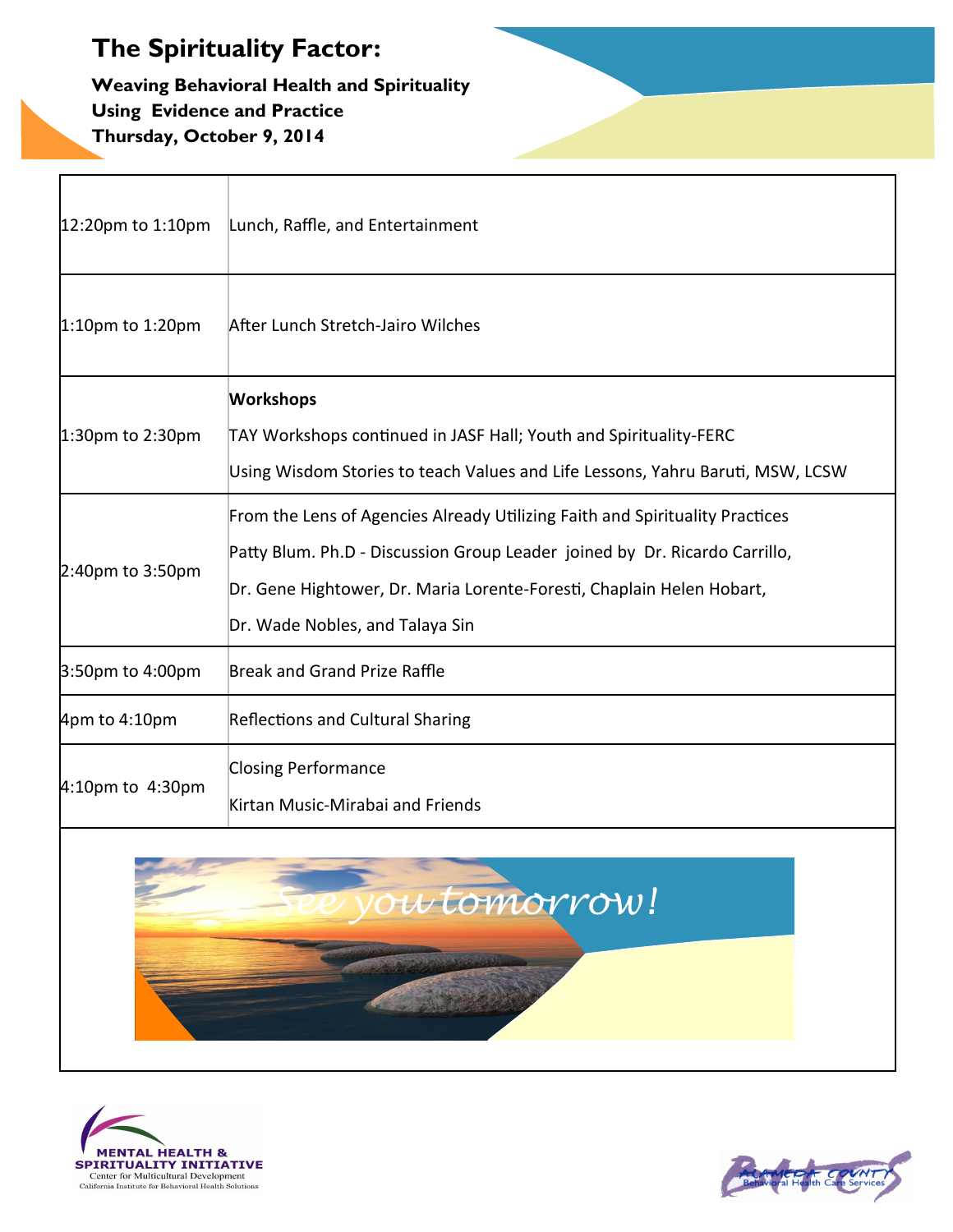# The Spirituality Factor:

**Weaving Behavioral Health and Spirituality Using Evidence and Practice**
**Thursday, October 9, 2014**

| Time | Activity |
|---|---|
| 12:20pm to 1:10pm | Lunch, Raffle, and Entertainment |
| 1:10pm to 1:20pm | After Lunch Stretch-Jairo Wilches |
| 1:30pm to 2:30pm | **Workshops**<br>TAY Workshops continued in JASF Hall; Youth and Spirituality-FERC<br>Using Wisdom Stories to teach Values and Life Lessons, Yahru Baruti, MSW, LCSW |
| 2:40pm to 3:50pm | From the Lens of Agencies Already Utilizing Faith and Spirituality Practices<br>Patty Blum. Ph.D - Discussion Group Leader joined by Dr. Ricardo Carrillo, Dr. Gene Hightower, Dr. Maria Lorente-Foresti, Chaplain Helen Hobart, Dr. Wade Nobles, and Talaya Sin |
| 3:50pm to 4:00pm | Break and Grand Prize Raffle |
| 4pm to 4:10pm | Reflections and Cultural Sharing |
| 4:10pm to 4:30pm | Closing Performance<br>Kirtan Music-Mirabai and Friends |

*See you tomorrow!*

MENTAL HEALTH & SPIRITUALITY INITIATIVE
Center for Multicultural Development
California Institute for Behavioral Health Solutions

Alameda County Behavioral Health Care Services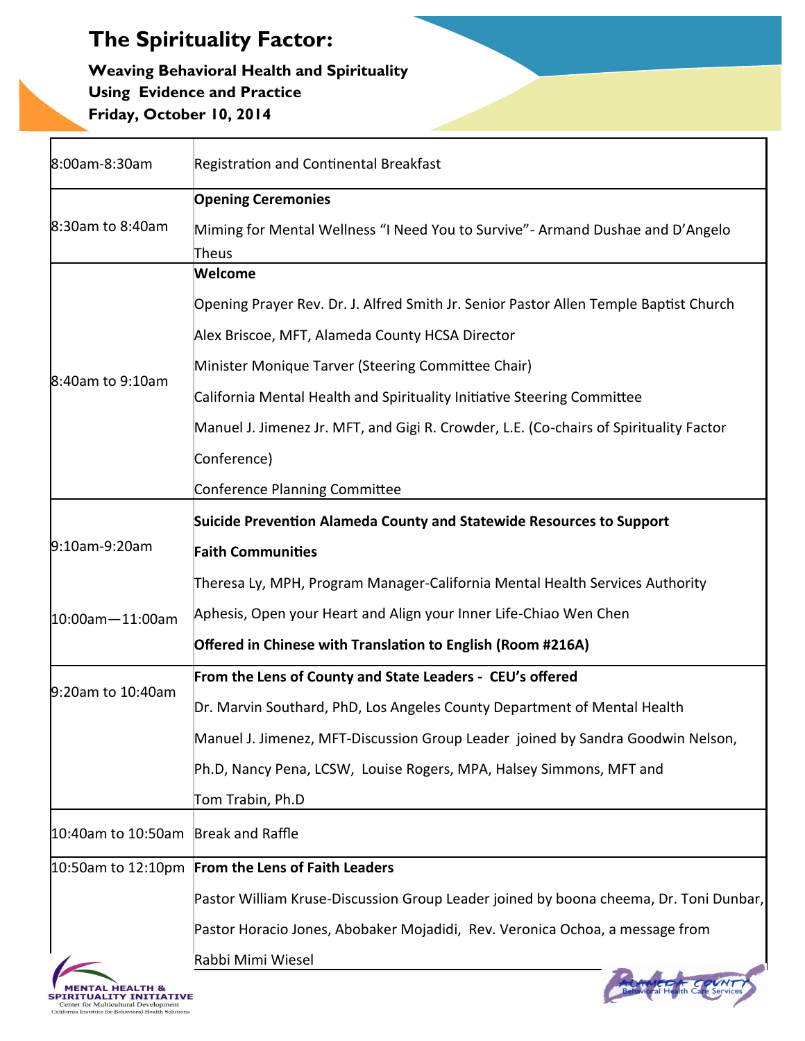# The Spirituality Factor:

**Weaving Behavioral Health and Spirituality Using Evidence and Practice**
**Friday, October 10, 2014**

| | |
|---|---|
| 8:00am-8:30am | Registration and Continental Breakfast |
| 8:30am to 8:40am | **Opening Ceremonies**<br>Miming for Mental Wellness "I Need You to Survive"- Armand Dushae and D'Angelo Theus |
| 8:40am to 9:10am | **Welcome**<br>Opening Prayer Rev. Dr. J. Alfred Smith Jr. Senior Pastor Allen Temple Baptist Church<br>Alex Briscoe, MFT, Alameda County HCSA Director<br>Minister Monique Tarver (Steering Committee Chair)<br>California Mental Health and Spirituality Initiative Steering Committee<br>Manuel J. Jimenez Jr. MFT, and Gigi R. Crowder, L.E. (Co-chairs of Spirituality Factor Conference)<br>Conference Planning Committee |
| 9:10am-9:20am<br><br>10:00am—11:00am | **Suicide Prevention Alameda County and Statewide Resources to Support Faith Communities**<br>Theresa Ly, MPH, Program Manager-California Mental Health Services Authority<br>Aphesis, Open your Heart and Align your Inner Life-Chiao Wen Chen<br>**Offered in Chinese with Translation to English (Room #216A)** |
| 9:20am to 10:40am | **From the Lens of County and State Leaders - CEU's offered**<br>Dr. Marvin Southard, PhD, Los Angeles County Department of Mental Health<br>Manuel J. Jimenez, MFT-Discussion Group Leader joined by Sandra Goodwin Nelson, Ph.D, Nancy Pena, LCSW, Louise Rogers, MPA, Halsey Simmons, MFT and Tom Trabin, Ph.D |
| 10:40am to 10:50am | Break and Raffle |
| 10:50am to 12:10pm | **From the Lens of Faith Leaders**<br>Pastor William Kruse-Discussion Group Leader joined by boona cheema, Dr. Toni Dunbar, Pastor Horacio Jones, Abobaker Mojadidi, Rev. Veronica Ochoa, a message from Rabbi Mimi Wiesel |

MENTAL HEALTH & SPIRITUALITY INITIATIVE
Center for Multicultural Development
California Institute for Behavioral Health Solutions

Alameda County Behavioral Health Care Services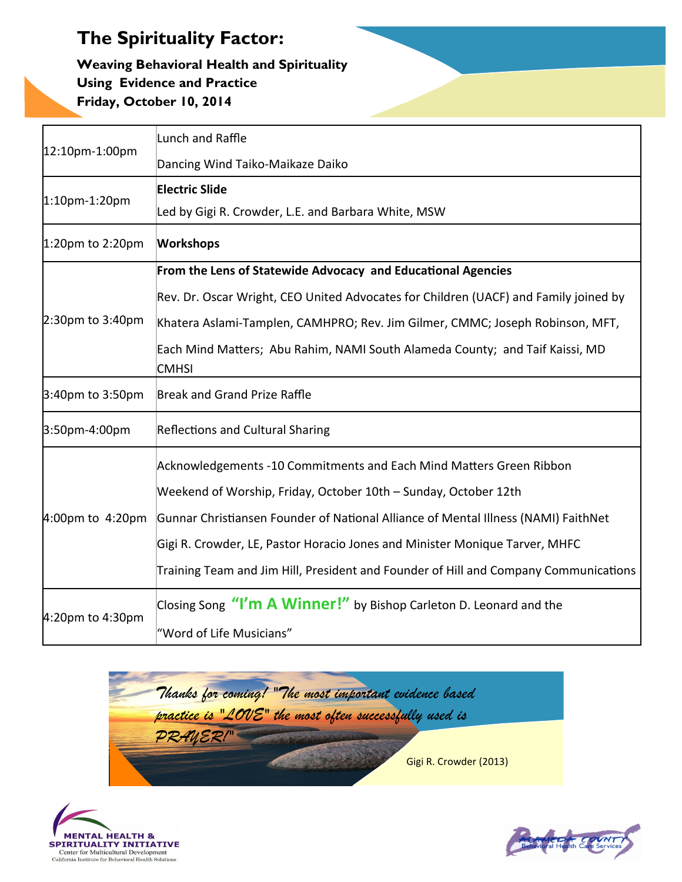# The Spirituality Factor:

**Weaving Behavioral Health and Spirituality Using Evidence and Practice**
**Friday, October 10, 2014**

| | |
|---|---|
| 12:10pm-1:00pm | Lunch and Raffle<br>Dancing Wind Taiko-Maikaze Daiko |
| 1:10pm-1:20pm | **Electric Slide**<br>Led by Gigi R. Crowder, L.E. and Barbara White, MSW |
| 1:20pm to 2:20pm | **Workshops** |
| 2:30pm to 3:40pm | **From the Lens of Statewide Advocacy and Educational Agencies**<br>Rev. Dr. Oscar Wright, CEO United Advocates for Children (UACF) and Family joined by Khatera Aslami-Tamplen, CAMHPRO; Rev. Jim Gilmer, CMMC; Joseph Robinson, MFT, Each Mind Matters; Abu Rahim, NAMI South Alameda County; and Taif Kaissi, MD CMHSI |
| 3:40pm to 3:50pm | Break and Grand Prize Raffle |
| 3:50pm-4:00pm | Reflections and Cultural Sharing |
| 4:00pm to 4:20pm | Acknowledgements -10 Commitments and Each Mind Matters Green Ribbon<br>Weekend of Worship, Friday, October 10th – Sunday, October 12th<br>Gunnar Christiansen Founder of National Alliance of Mental Illness (NAMI) FaithNet<br>Gigi R. Crowder, LE, Pastor Horacio Jones and Minister Monique Tarver, MHFC<br>Training Team and Jim Hill, President and Founder of Hill and Company Communications |
| 4:20pm to 4:30pm | Closing Song **"I'm A Winner!"** by Bishop Carleton D. Leonard and the "Word of Life Musicians" |

*Thanks for coming! "The most important evidence based practice is "LOVE" the most often successfully used is PRAYER!"*

Gigi R. Crowder (2013)

MENTAL HEALTH & SPIRITUALITY INITIATIVE
Center for Multicultural Development
California Institute for Behavioral Health Solutions

ALAMEDA COUNTY
Behavioral Health Care Services